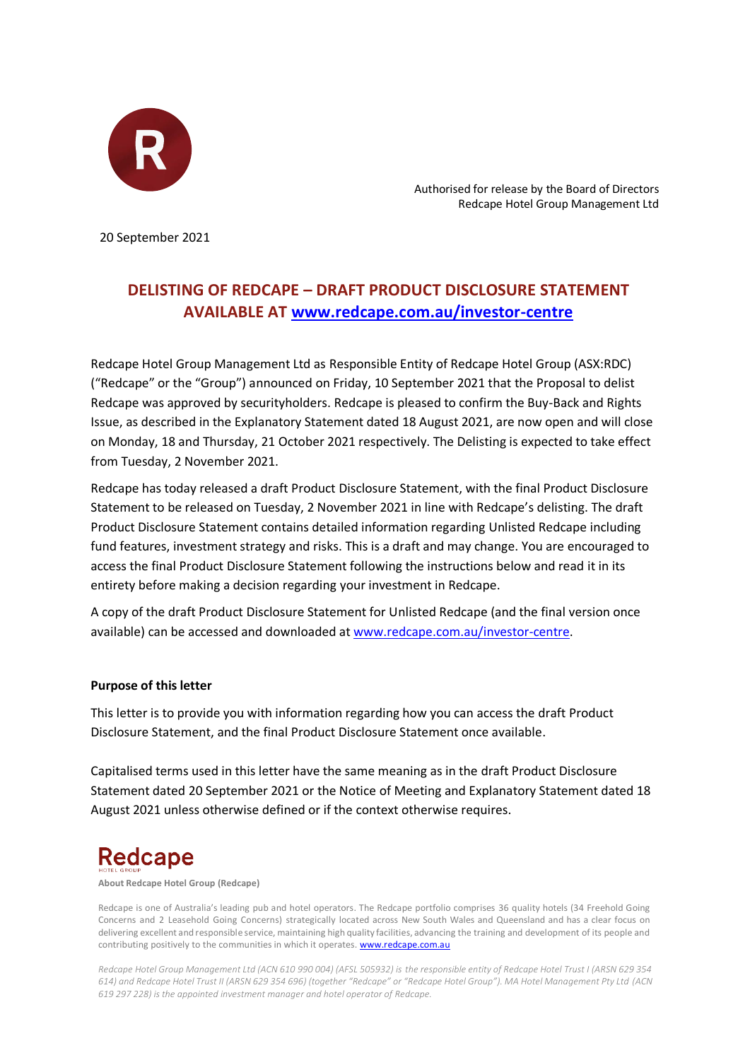Authorised for release by the Board of Directors
Redcape Hotel Group Management Ltd

20 September 2021

# DELISTING OF REDCAPE – DRAFT PRODUCT DISCLOSURE STATEMENT AVAILABLE AT www.redcape.com.au/investor-centre

Redcape Hotel Group Management Ltd as Responsible Entity of Redcape Hotel Group (ASX:RDC) ("Redcape" or the "Group") announced on Friday, 10 September 2021 that the Proposal to delist Redcape was approved by securityholders. Redcape is pleased to confirm the Buy-Back and Rights Issue, as described in the Explanatory Statement dated 18 August 2021, are now open and will close on Monday, 18 and Thursday, 21 October 2021 respectively. The Delisting is expected to take effect from Tuesday, 2 November 2021.

Redcape has today released a draft Product Disclosure Statement, with the final Product Disclosure Statement to be released on Tuesday, 2 November 2021 in line with Redcape's delisting. The draft Product Disclosure Statement contains detailed information regarding Unlisted Redcape including fund features, investment strategy and risks. This is a draft and may change. You are encouraged to access the final Product Disclosure Statement following the instructions below and read it in its entirety before making a decision regarding your investment in Redcape.

A copy of the draft Product Disclosure Statement for Unlisted Redcape (and the final version once available) can be accessed and downloaded at www.redcape.com.au/investor-centre.

**Purpose of this letter**

This letter is to provide you with information regarding how you can access the draft Product Disclosure Statement, and the final Product Disclosure Statement once available.

Capitalised terms used in this letter have the same meaning as in the draft Product Disclosure Statement dated 20 September 2021 or the Notice of Meeting and Explanatory Statement dated 18 August 2021 unless otherwise defined or if the context otherwise requires.

**About Redcape Hotel Group (Redcape)**

Redcape is one of Australia's leading pub and hotel operators. The Redcape portfolio comprises 36 quality hotels (34 Freehold Going Concerns and 2 Leasehold Going Concerns) strategically located across New South Wales and Queensland and has a clear focus on delivering excellent and responsible service, maintaining high quality facilities, advancing the training and development of its people and contributing positively to the communities in which it operates. www.redcape.com.au

*Redcape Hotel Group Management Ltd (ACN 610 990 004) (AFSL 505932) is the responsible entity of Redcape Hotel Trust I (ARSN 629 354 614) and Redcape Hotel Trust II (ARSN 629 354 696) (together "Redcape" or "Redcape Hotel Group"). MA Hotel Management Pty Ltd (ACN 619 297 228) is the appointed investment manager and hotel operator of Redcape.*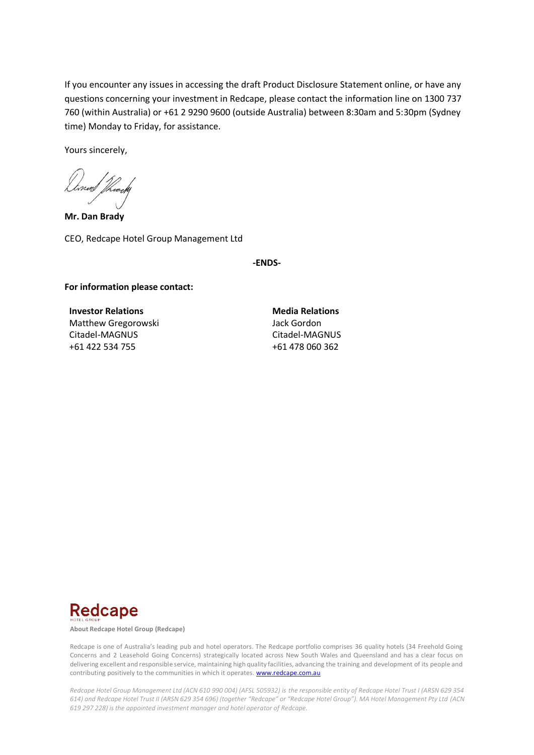If you encounter any issues in accessing the draft Product Disclosure Statement online, or have any questions concerning your investment in Redcape, please contact the information line on 1300 737 760 (within Australia) or +61 2 9290 9600 (outside Australia) between 8:30am and 5:30pm (Sydney time) Monday to Friday, for assistance.

Yours sincerely,

**Mr. Dan Brady**

CEO, Redcape Hotel Group Management Ltd

**-ENDS-**

**For information please contact:**

**Investor Relations**
Matthew Gregorowski
Citadel-MAGNUS
+61 422 534 755

**Media Relations**
Jack Gordon
Citadel-MAGNUS
+61 478 060 362

Redcape
HOTEL GROUP

**About Redcape Hotel Group (Redcape)**

Redcape is one of Australia's leading pub and hotel operators. The Redcape portfolio comprises 36 quality hotels (34 Freehold Going Concerns and 2 Leasehold Going Concerns) strategically located across New South Wales and Queensland and has a clear focus on delivering excellent and responsible service, maintaining high quality facilities, advancing the training and development of its people and contributing positively to the communities in which it operates. www.redcape.com.au

*Redcape Hotel Group Management Ltd (ACN 610 990 004) (AFSL 505932) is the responsible entity of Redcape Hotel Trust I (ARSN 629 354 614) and Redcape Hotel Trust II (ARSN 629 354 696) (together "Redcape" or "Redcape Hotel Group"). MA Hotel Management Pty Ltd (ACN 619 297 228) is the appointed investment manager and hotel operator of Redcape.*